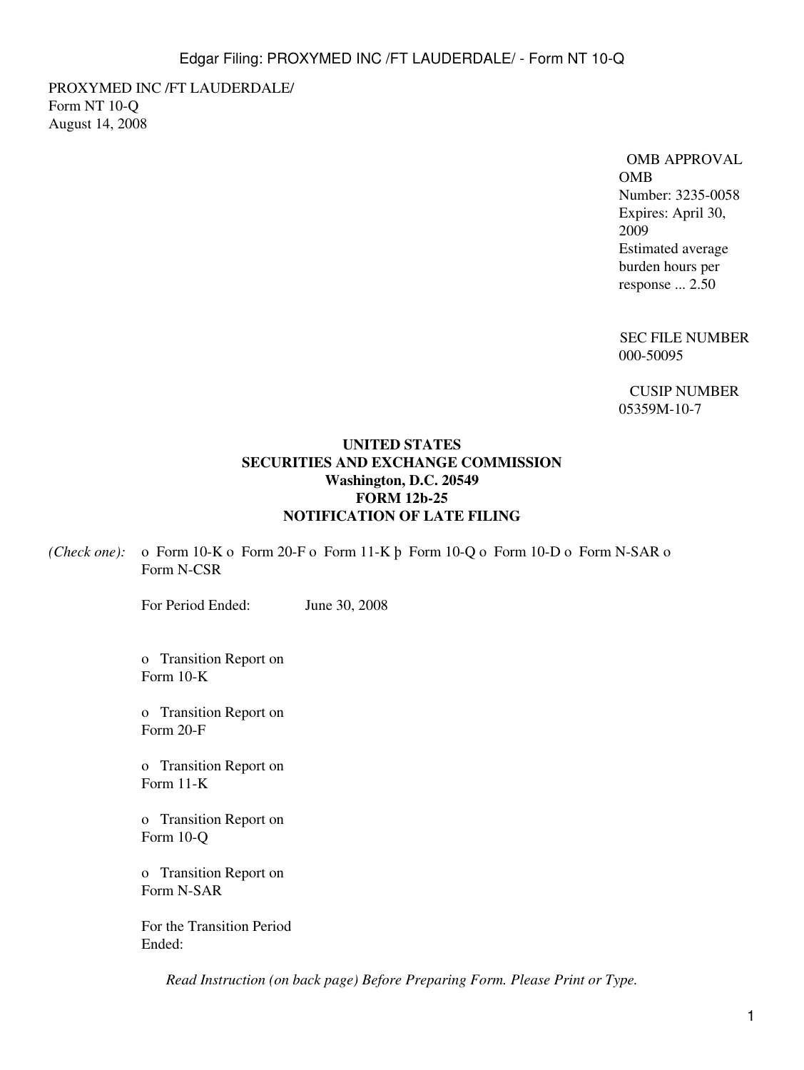PROXYMED INC /FT LAUDERDALE/
Form NT 10-Q
August 14, 2008

OMB APPROVAL
OMB
Number: 3235-0058
Expires: April 30, 2009
Estimated average burden hours per response ... 2.50

SEC FILE NUMBER
000-50095

CUSIP NUMBER
05359M-10-7

**UNITED STATES**
**SECURITIES AND EXCHANGE COMMISSION**
**Washington, D.C. 20549**
**FORM 12b-25**
**NOTIFICATION OF LATE FILING**

*(Check one):* o Form 10-K o Form 20-F o Form 11-K þ Form 10-Q o Form 10-D o Form N-SAR o Form N-CSR

For Period Ended: June 30, 2008

o Transition Report on Form 10-K

o Transition Report on Form 20-F

o Transition Report on Form 11-K

o Transition Report on Form 10-Q

o Transition Report on Form N-SAR

For the Transition Period Ended:

*Read Instruction (on back page) Before Preparing Form. Please Print or Type.*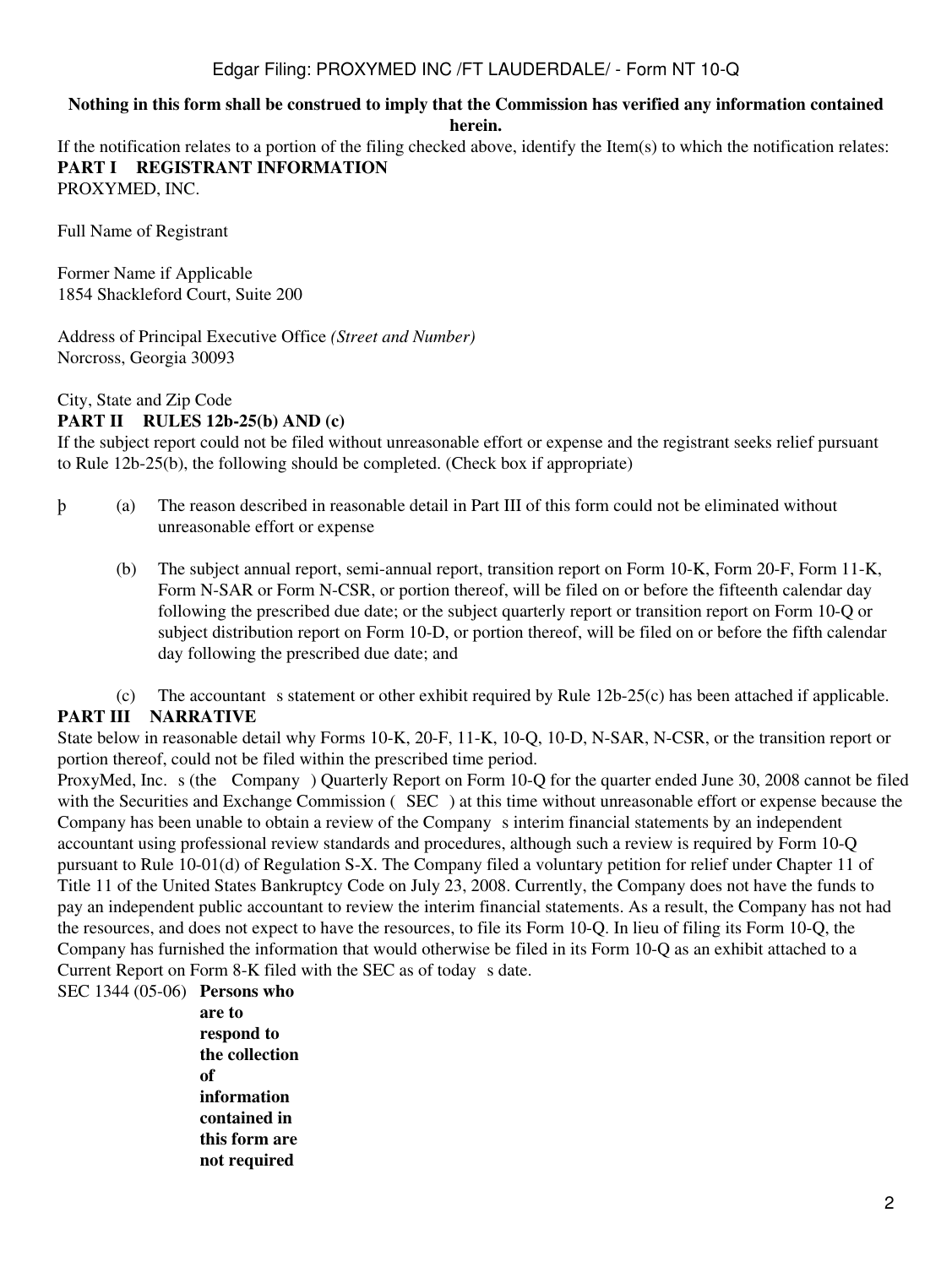**Nothing in this form shall be construed to imply that the Commission has verified any information contained herein.**

If the notification relates to a portion of the filing checked above, identify the Item(s) to which the notification relates:

## PART I REGISTRANT INFORMATION

PROXYMED, INC.

Full Name of Registrant

Former Name if Applicable

1854 Shackleford Court, Suite 200

Address of Principal Executive Office *(Street and Number)*

Norcross, Georgia 30093

City, State and Zip Code

## PART II RULES 12b-25(b) AND (c)

If the subject report could not be filed without unreasonable effort or expense and the registrant seeks relief pursuant to Rule 12b-25(b), the following should be completed. (Check box if appropriate)

þ (a) The reason described in reasonable detail in Part III of this form could not be eliminated without unreasonable effort or expense

(b) The subject annual report, semi-annual report, transition report on Form 10-K, Form 20-F, Form 11-K, Form N-SAR or Form N-CSR, or portion thereof, will be filed on or before the fifteenth calendar day following the prescribed due date; or the subject quarterly report or transition report on Form 10-Q or subject distribution report on Form 10-D, or portion thereof, will be filed on or before the fifth calendar day following the prescribed due date; and

(c) The accountant s statement or other exhibit required by Rule 12b-25(c) has been attached if applicable.

## PART III NARRATIVE

State below in reasonable detail why Forms 10-K, 20-F, 11-K, 10-Q, 10-D, N-SAR, N-CSR, or the transition report or portion thereof, could not be filed within the prescribed time period.

ProxyMed, Inc. s (the Company ) Quarterly Report on Form 10-Q for the quarter ended June 30, 2008 cannot be filed with the Securities and Exchange Commission ( SEC ) at this time without unreasonable effort or expense because the Company has been unable to obtain a review of the Company s interim financial statements by an independent accountant using professional review standards and procedures, although such a review is required by Form 10-Q pursuant to Rule 10-01(d) of Regulation S-X. The Company filed a voluntary petition for relief under Chapter 11 of Title 11 of the United States Bankruptcy Code on July 23, 2008. Currently, the Company does not have the funds to pay an independent public accountant to review the interim financial statements. As a result, the Company has not had the resources, and does not expect to have the resources, to file its Form 10-Q. In lieu of filing its Form 10-Q, the Company has furnished the information that would otherwise be filed in its Form 10-Q as an exhibit attached to a Current Report on Form 8-K filed with the SEC as of today s date.

SEC 1344 (05-06) **Persons who are to respond to the collection of information contained in this form are not required**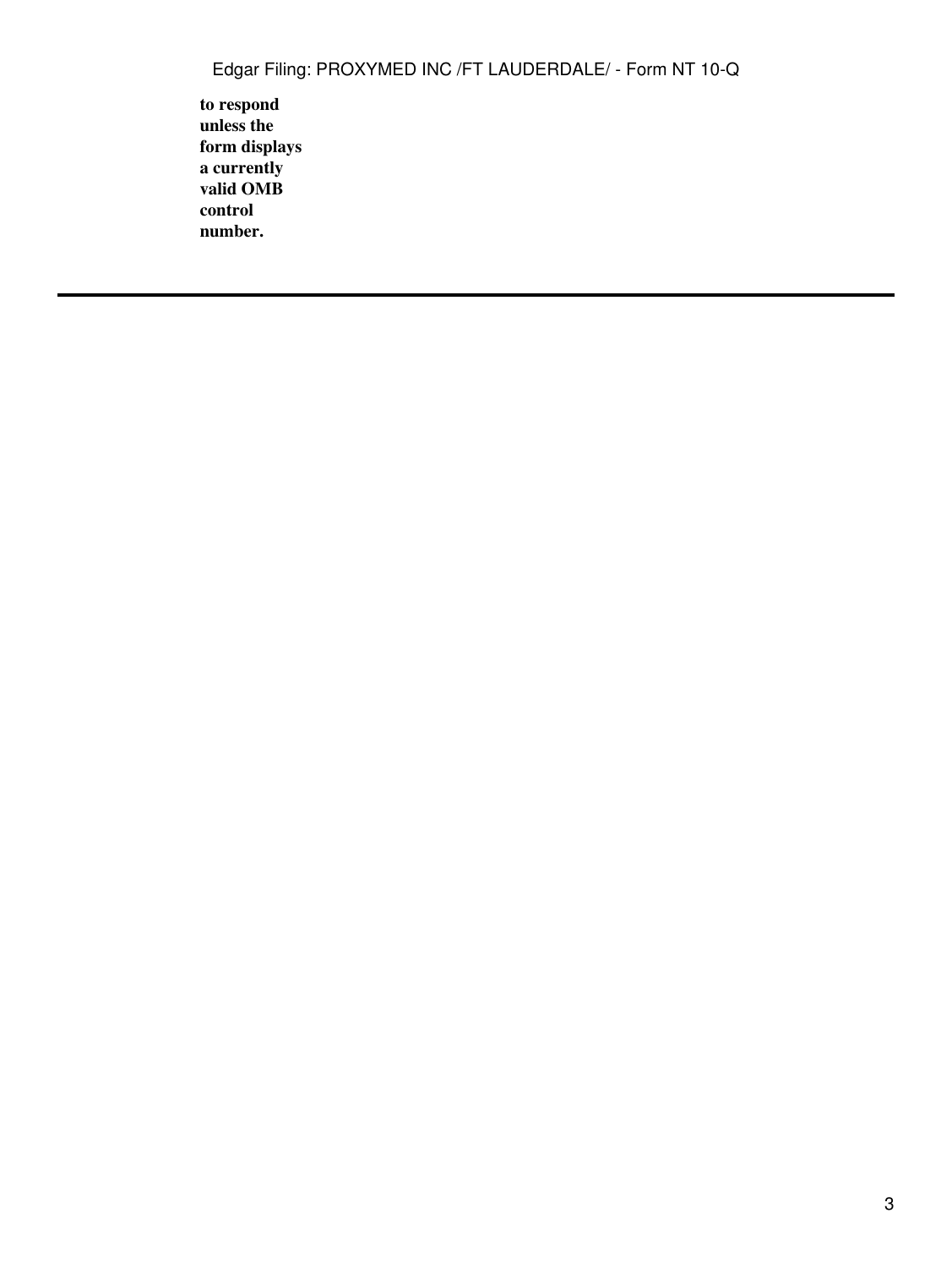**to respond unless the form displays a currently valid OMB control number.**

---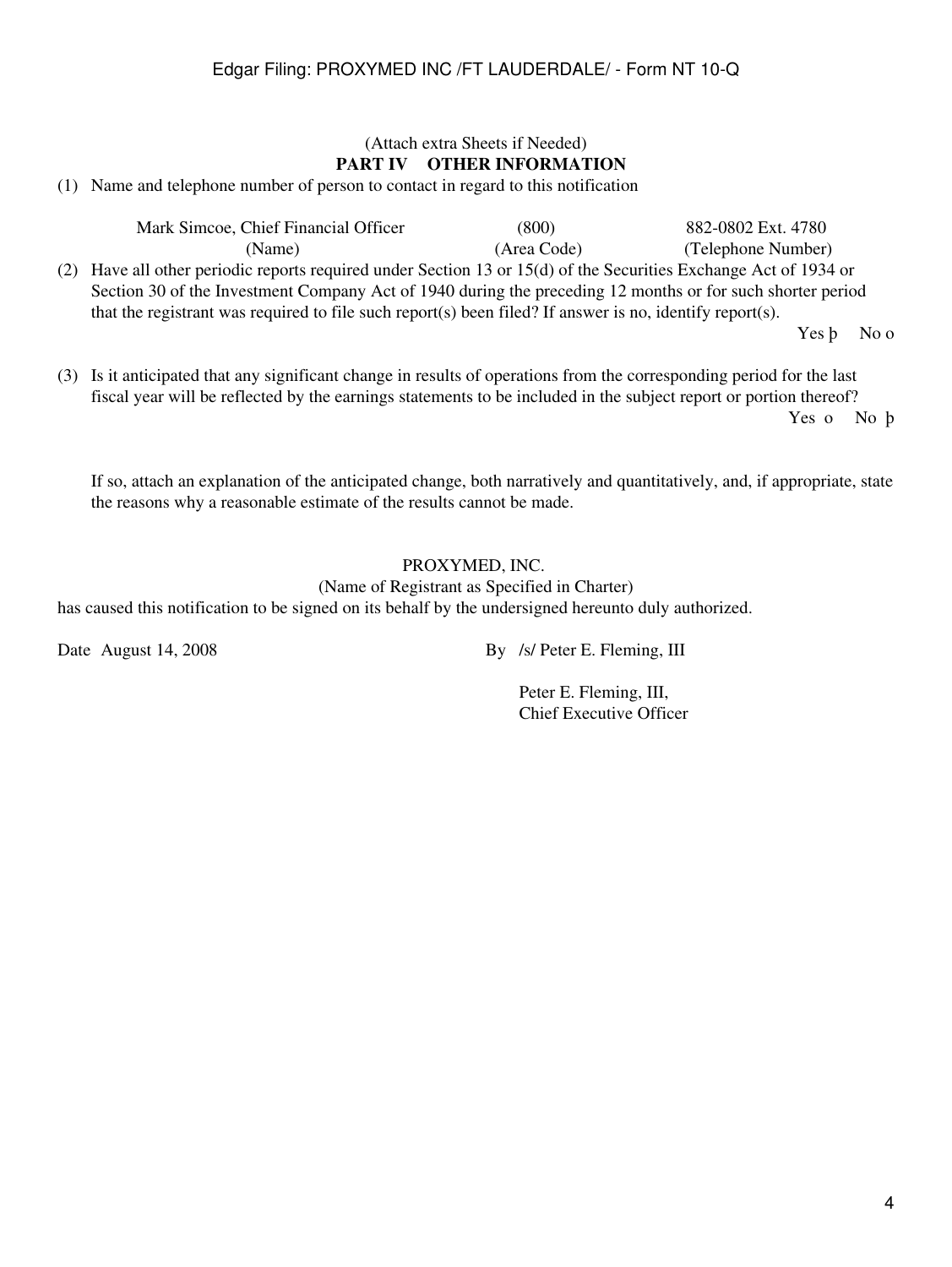(Attach extra Sheets if Needed)

**PART IV OTHER INFORMATION**

(1) Name and telephone number of person to contact in regard to this notification

| | | |
|---|---|---|
| Mark Simcoe, Chief Financial Officer | (800) | 882-0802 Ext. 4780 |
| (Name) | (Area Code) | (Telephone Number) |

(2) Have all other periodic reports required under Section 13 or 15(d) of the Securities Exchange Act of 1934 or Section 30 of the Investment Company Act of 1940 during the preceding 12 months or for such shorter period that the registrant was required to file such report(s) been filed? If answer is no, identify report(s).

Yes þ No o

(3) Is it anticipated that any significant change in results of operations from the corresponding period for the last fiscal year will be reflected by the earnings statements to be included in the subject report or portion thereof?

Yes o No þ

If so, attach an explanation of the anticipated change, both narratively and quantitatively, and, if appropriate, state the reasons why a reasonable estimate of the results cannot be made.

PROXYMED, INC.

(Name of Registrant as Specified in Charter)

has caused this notification to be signed on its behalf by the undersigned hereunto duly authorized.

Date August 14, 2008

By /s/ Peter E. Fleming, III

Peter E. Fleming, III,
Chief Executive Officer